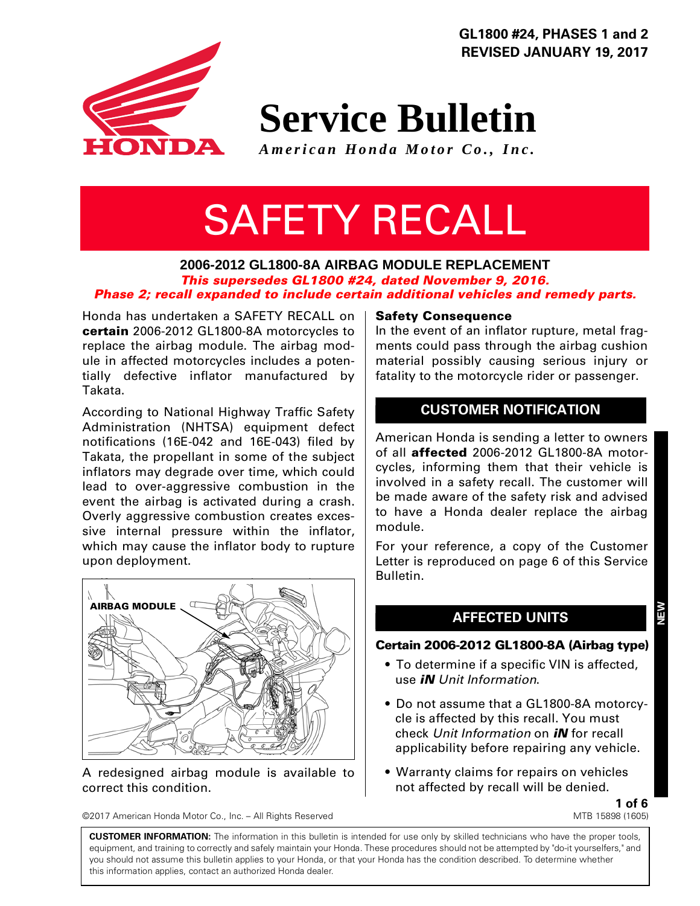**GL1800 #24, PHASES 1 and 2**
**REVISED JANUARY 19, 2017**

# Service Bulletin

*American Honda Motor Co., Inc.*

# SAFETY RECALL

## 2006-2012 GL1800-8A AIRBAG MODULE REPLACEMENT

***This supersedes GL1800 #24, dated November 9, 2016.***
***Phase 2; recall expanded to include certain additional vehicles and remedy parts.***

Honda has undertaken a SAFETY RECALL on **certain** 2006-2012 GL1800-8A motorcycles to replace the airbag module. The airbag module in affected motorcycles includes a potentially defective inflator manufactured by Takata.

According to National Highway Traffic Safety Administration (NHTSA) equipment defect notifications (16E-042 and 16E-043) filed by Takata, the propellant in some of the subject inflators may degrade over time, which could lead to over-aggressive combustion in the event the airbag is activated during a crash. Overly aggressive combustion creates excessive internal pressure within the inflator, which may cause the inflator body to rupture upon deployment.

AIRBAG MODULE

A redesigned airbag module is available to correct this condition.

**Safety Consequence**

In the event of an inflator rupture, metal fragments could pass through the airbag cushion material possibly causing serious injury or fatality to the motorcycle rider or passenger.

## CUSTOMER NOTIFICATION

American Honda is sending a letter to owners of all **affected** 2006-2012 GL1800-8A motorcycles, informing them that their vehicle is involved in a safety recall. The customer will be made aware of the safety risk and advised to have a Honda dealer replace the airbag module.

For your reference, a copy of the Customer Letter is reproduced on page 6 of this Service Bulletin.

## AFFECTED UNITS

NEW

**Certain 2006-2012 GL1800-8A (Airbag type)**

- To determine if a specific VIN is affected, use ***iN*** *Unit Information*.
- Do not assume that a GL1800-8A motorcycle is affected by this recall. You must check *Unit Information* on ***iN*** for recall applicability before repairing any vehicle.
- Warranty claims for repairs on vehicles not affected by recall will be denied.

©2017 American Honda Motor Co., Inc. – All Rights Reserved

MTB 15898 (1605)

**CUSTOMER INFORMATION:** The information in this bulletin is intended for use only by skilled technicians who have the proper tools, equipment, and training to correctly and safely maintain your Honda. These procedures should not be attempted by "do-it yourselfers," and you should not assume this bulletin applies to your Honda, or that your Honda has the condition described. To determine whether this information applies, contact an authorized Honda dealer.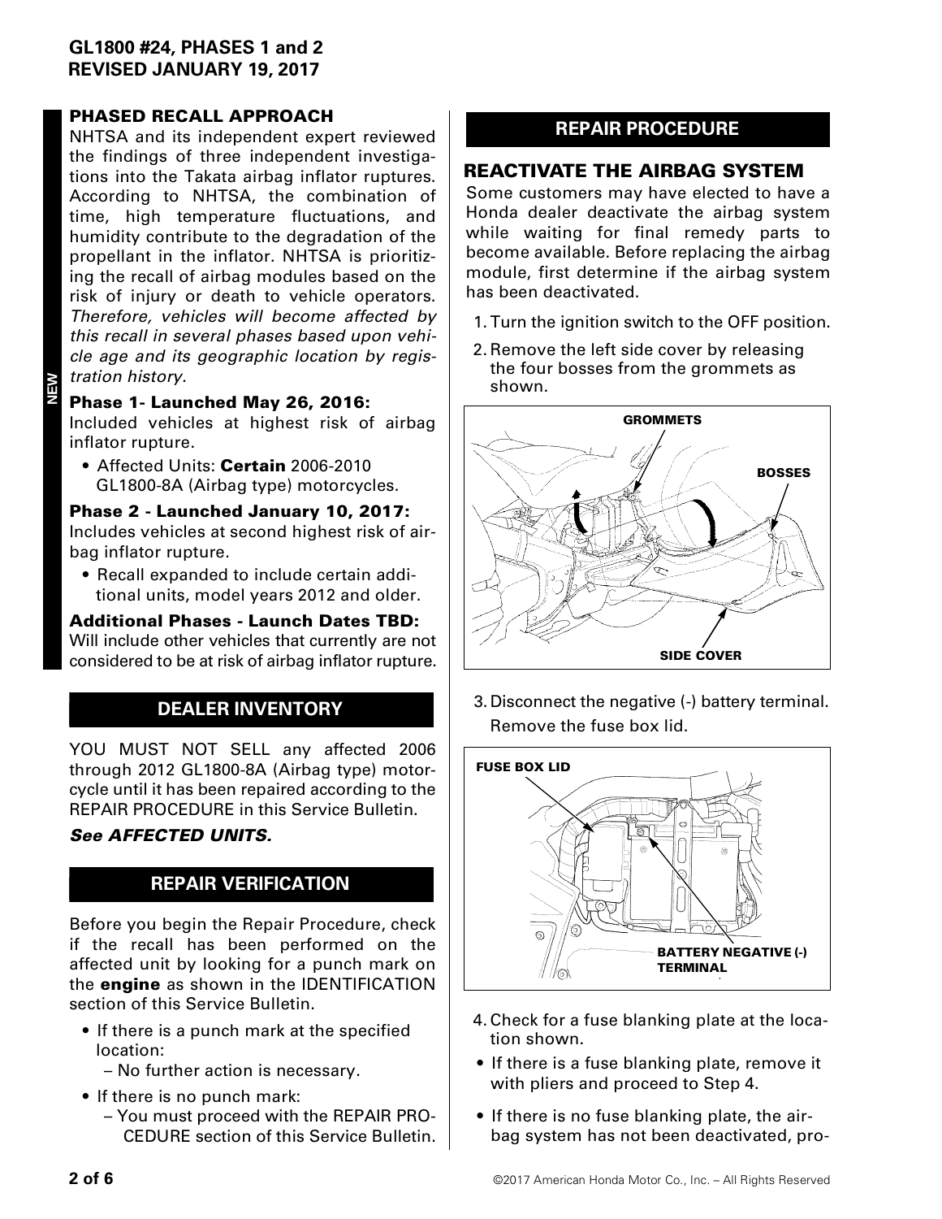GL1800 #24, PHASES 1 and 2
REVISED JANUARY 19, 2017

## PHASED RECALL APPROACH

NHTSA and its independent expert reviewed the findings of three independent investigations into the Takata airbag inflator ruptures. According to NHTSA, the combination of time, high temperature fluctuations, and humidity contribute to the degradation of the propellant in the inflator. NHTSA is prioritizing the recall of airbag modules based on the risk of injury or death to vehicle operators. *Therefore, vehicles will become affected by this recall in several phases based upon vehicle age and its geographic location by registration history.*

**Phase 1- Launched May 26, 2016:**
Included vehicles at highest risk of airbag inflator rupture.

- Affected Units: **Certain** 2006-2010 GL1800-8A (Airbag type) motorcycles.

**Phase 2 - Launched January 10, 2017:**
Includes vehicles at second highest risk of airbag inflator rupture.

- Recall expanded to include certain additional units, model years 2012 and older.

**Additional Phases - Launch Dates TBD:**
Will include other vehicles that currently are not considered to be at risk of airbag inflator rupture.

## DEALER INVENTORY

YOU MUST NOT SELL any affected 2006 through 2012 GL1800-8A (Airbag type) motorcycle until it has been repaired according to the REPAIR PROCEDURE in this Service Bulletin.

***See AFFECTED UNITS.***

## REPAIR VERIFICATION

Before you begin the Repair Procedure, check if the recall has been performed on the affected unit by looking for a punch mark on the **engine** as shown in the IDENTIFICATION section of this Service Bulletin.

- If there is a punch mark at the specified location:
  - No further action is necessary.
- If there is no punch mark:
  - You must proceed with the REPAIR PROCEDURE section of this Service Bulletin.

## REPAIR PROCEDURE

### REACTIVATE THE AIRBAG SYSTEM

Some customers may have elected to have a Honda dealer deactivate the airbag system while waiting for final remedy parts to become available. Before replacing the airbag module, first determine if the airbag system has been deactivated.

1. Turn the ignition switch to the OFF position.
2. Remove the left side cover by releasing the four bosses from the grommets as shown.

GROMMETS
BOSSES
SIDE COVER

3. Disconnect the negative (-) battery terminal. Remove the fuse box lid.

FUSE BOX LID
BATTERY NEGATIVE (-) TERMINAL

4. Check for a fuse blanking plate at the location shown.

- If there is a fuse blanking plate, remove it with pliers and proceed to Step 4.
- If there is no fuse blanking plate, the airbag system has not been deactivated, pro-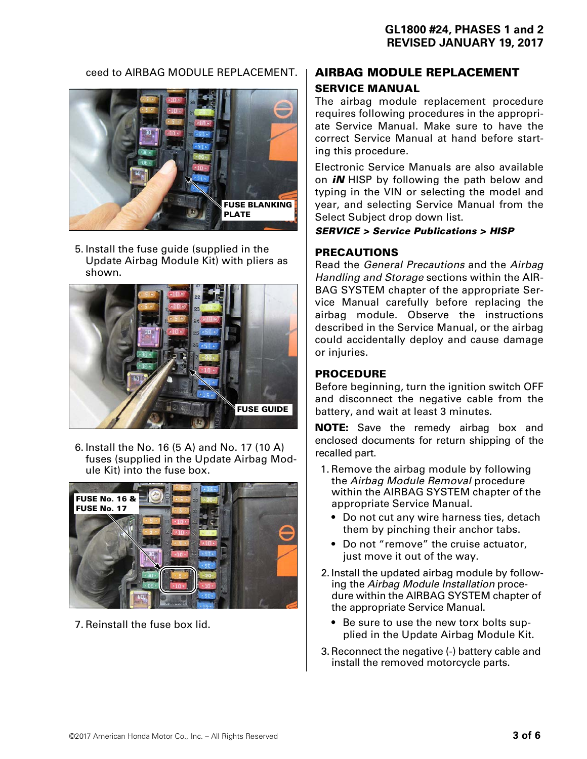ceed to AIRBAG MODULE REPLACEMENT.

FUSE BLANKING PLATE

5. Install the fuse guide (supplied in the Update Airbag Module Kit) with pliers as shown.

FUSE GUIDE

6. Install the No. 16 (5 A) and No. 17 (10 A) fuses (supplied in the Update Airbag Module Kit) into the fuse box.

FUSE No. 16 & FUSE No. 17

7. Reinstall the fuse box lid.

## AIRBAG MODULE REPLACEMENT

### SERVICE MANUAL

The airbag module replacement procedure requires following procedures in the appropriate Service Manual. Make sure to have the correct Service Manual at hand before starting this procedure.

Electronic Service Manuals are also available on ***iN*** HISP by following the path below and typing in the VIN or selecting the model and year, and selecting Service Manual from the Select Subject drop down list.

***SERVICE > Service Publications > HISP***

### PRECAUTIONS

Read the *General Precautions* and the *Airbag Handling and Storage* sections within the AIRBAG SYSTEM chapter of the appropriate Service Manual carefully before replacing the airbag module. Observe the instructions described in the Service Manual, or the airbag could accidentally deploy and cause damage or injuries.

### PROCEDURE

Before beginning, turn the ignition switch OFF and disconnect the negative cable from the battery, and wait at least 3 minutes.

**NOTE:** Save the remedy airbag box and enclosed documents for return shipping of the recalled part.

1. Remove the airbag module by following the *Airbag Module Removal* procedure within the AIRBAG SYSTEM chapter of the appropriate Service Manual.
   - Do not cut any wire harness ties, detach them by pinching their anchor tabs.
   - Do not “remove” the cruise actuator, just move it out of the way.
2. Install the updated airbag module by following the *Airbag Module Installation* procedure within the AIRBAG SYSTEM chapter of the appropriate Service Manual.
   - Be sure to use the new torx bolts supplied in the Update Airbag Module Kit.
3. Reconnect the negative (-) battery cable and install the removed motorcycle parts.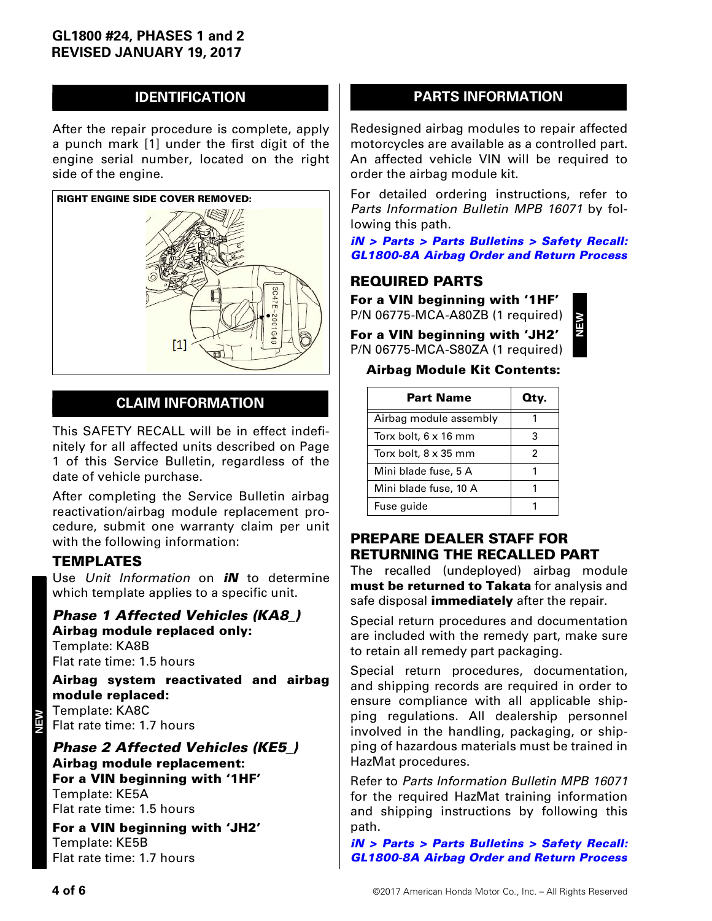## IDENTIFICATION

After the repair procedure is complete, apply a punch mark [1] under the first digit of the engine serial number, located on the right side of the engine.

**RIGHT ENGINE SIDE COVER REMOVED:**

[1]

SC47E-2001G40

## CLAIM INFORMATION

This SAFETY RECALL will be in effect indefinitely for all affected units described on Page 1 of this Service Bulletin, regardless of the date of vehicle purchase.

After completing the Service Bulletin airbag reactivation/airbag module replacement procedure, submit one warranty claim per unit with the following information:

### TEMPLATES

Use *Unit Information* on ***iN*** to determine which template applies to a specific unit.

***Phase 1 Affected Vehicles (KA8_)***

**Airbag module replaced only:**
Template: KA8B
Flat rate time: 1.5 hours

**Airbag system reactivated and airbag module replaced:**
Template: KA8C
Flat rate time: 1.7 hours

NEW

***Phase 2 Affected Vehicles (KE5_)***

**Airbag module replacement:**

**For a VIN beginning with '1HF'**
Template: KE5A
Flat rate time: 1.5 hours

**For a VIN beginning with 'JH2'**
Template: KE5B
Flat rate time: 1.7 hours

## PARTS INFORMATION

Redesigned airbag modules to repair affected motorcycles are available as a controlled part. An affected vehicle VIN will be required to order the airbag module kit.

For detailed ordering instructions, refer to *Parts Information Bulletin MPB 16071* by following this path.

***iN > Parts > Parts Bulletins > Safety Recall: GL1800-8A Airbag Order and Return Process***

### REQUIRED PARTS

**For a VIN beginning with '1HF'**
P/N 06775-MCA-A80ZB (1 required)

**For a VIN beginning with 'JH2'**
P/N 06775-MCA-S80ZA (1 required)

NEW

**Airbag Module Kit Contents:**

| Part Name | Qty. |
|---|---|
| Airbag module assembly | 1 |
| Torx bolt, 6 x 16 mm | 3 |
| Torx bolt, 8 x 35 mm | 2 |
| Mini blade fuse, 5 A | 1 |
| Mini blade fuse, 10 A | 1 |
| Fuse guide | 1 |

### PREPARE DEALER STAFF FOR RETURNING THE RECALLED PART

The recalled (undeployed) airbag module **must be returned to Takata** for analysis and safe disposal **immediately** after the repair.

Special return procedures and documentation are included with the remedy part, make sure to retain all remedy part packaging.

Special return procedures, documentation, and shipping records are required in order to ensure compliance with all applicable shipping regulations. All dealership personnel involved in the handling, packaging, or shipping of hazardous materials must be trained in HazMat procedures.

Refer to *Parts Information Bulletin MPB 16071* for the required HazMat training information and shipping instructions by following this path.

***iN > Parts > Parts Bulletins > Safety Recall: GL1800-8A Airbag Order and Return Process***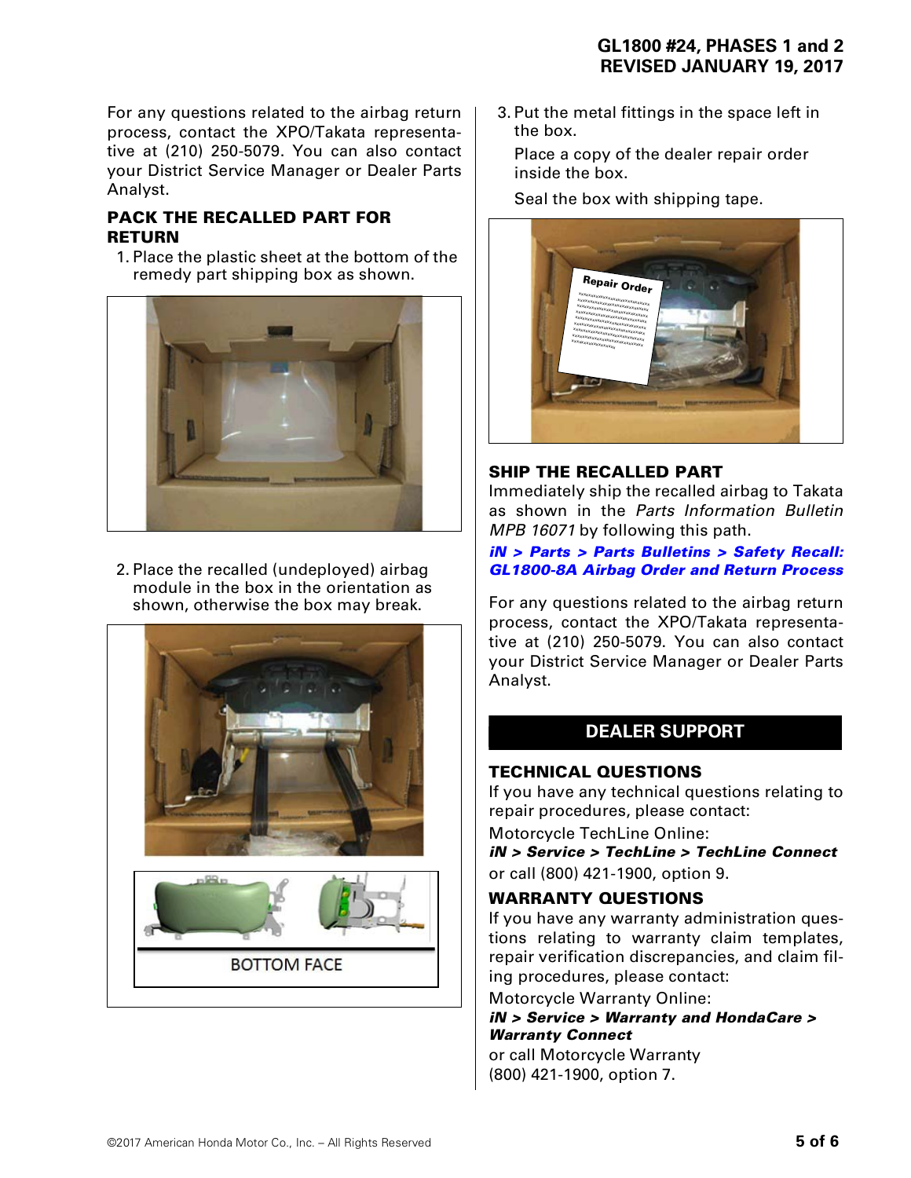For any questions related to the airbag return process, contact the XPO/Takata representative at (210) 250-5079. You can also contact your District Service Manager or Dealer Parts Analyst.

### PACK THE RECALLED PART FOR RETURN

1. Place the plastic sheet at the bottom of the remedy part shipping box as shown.

2. Place the recalled (undeployed) airbag module in the box in the orientation as shown, otherwise the box may break.

BOTTOM FACE

3. Put the metal fittings in the space left in the box.

   Place a copy of the dealer repair order inside the box.

   Seal the box with shipping tape.

### SHIP THE RECALLED PART

Immediately ship the recalled airbag to Takata as shown in the *Parts Information Bulletin MPB 16071* by following this path.

***iN > Parts > Parts Bulletins > Safety Recall: GL1800-8A Airbag Order and Return Process***

For any questions related to the airbag return process, contact the XPO/Takata representative at (210) 250-5079. You can also contact your District Service Manager or Dealer Parts Analyst.

## DEALER SUPPORT

### TECHNICAL QUESTIONS

If you have any technical questions relating to repair procedures, please contact:

Motorcycle TechLine Online:
***iN > Service > TechLine > TechLine Connect***
or call (800) 421-1900, option 9.

### WARRANTY QUESTIONS

If you have any warranty administration questions relating to warranty claim templates, repair verification discrepancies, and claim filing procedures, please contact:

Motorcycle Warranty Online:
***iN > Service > Warranty and HondaCare > Warranty Connect***
or call Motorcycle Warranty
(800) 421-1900, option 7.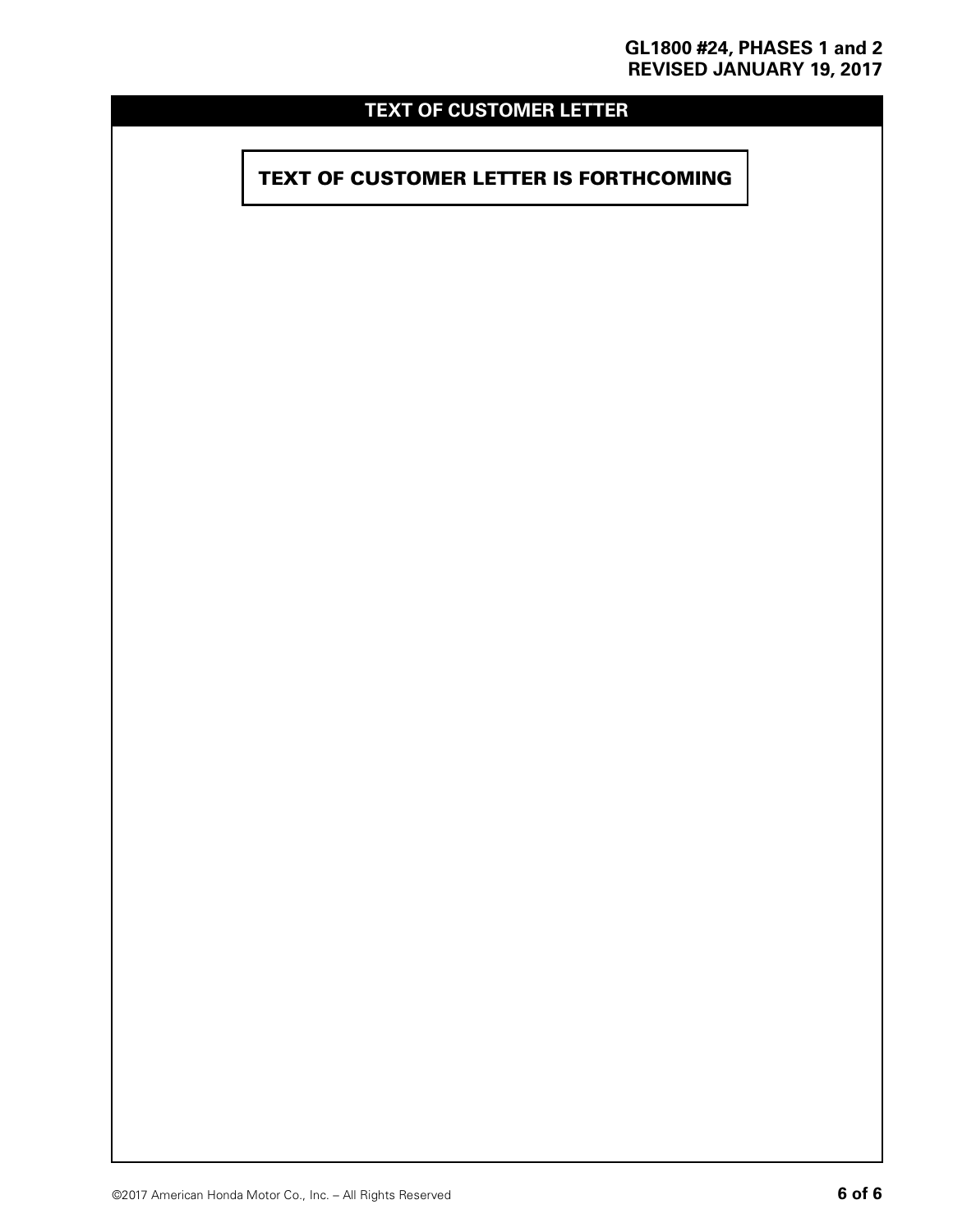## TEXT OF CUSTOMER LETTER

**TEXT OF CUSTOMER LETTER IS FORTHCOMING**